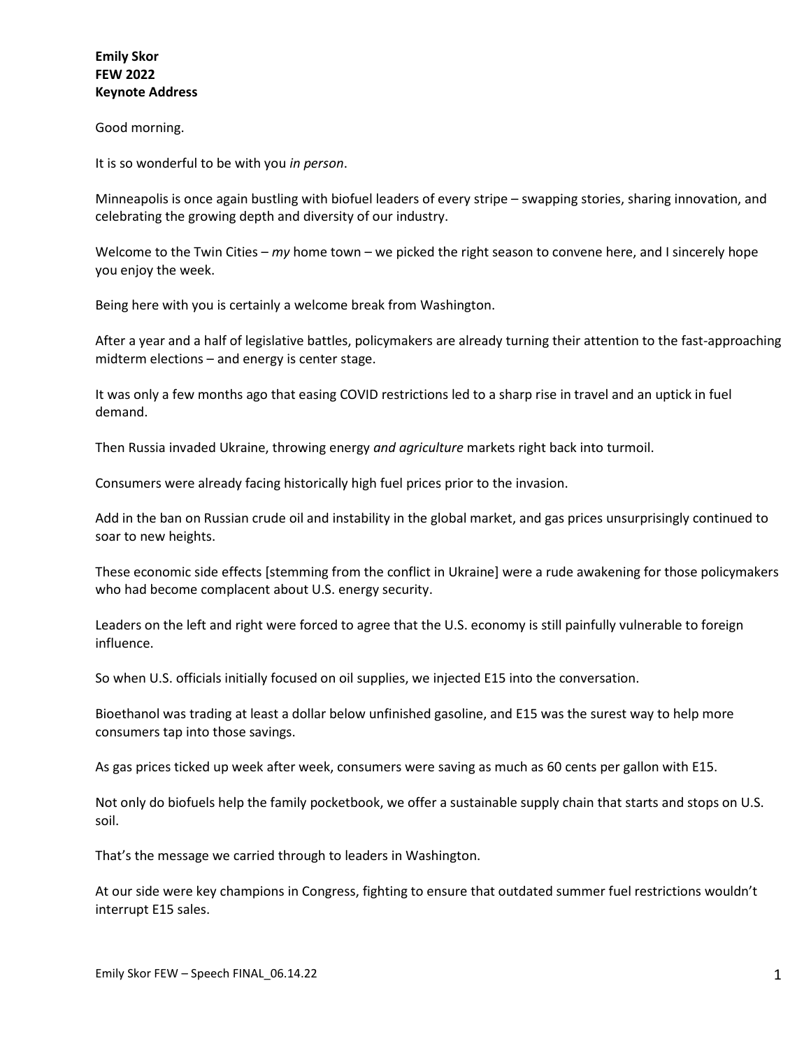**Emily Skor**
**FEW 2022**
**Keynote Address**

Good morning.

It is so wonderful to be with you *in person*.

Minneapolis is once again bustling with biofuel leaders of every stripe – swapping stories, sharing innovation, and celebrating the growing depth and diversity of our industry.

Welcome to the Twin Cities – *my* home town – we picked the right season to convene here, and I sincerely hope you enjoy the week.

Being here with you is certainly a welcome break from Washington.

After a year and a half of legislative battles, policymakers are already turning their attention to the fast-approaching midterm elections – and energy is center stage.

It was only a few months ago that easing COVID restrictions led to a sharp rise in travel and an uptick in fuel demand.

Then Russia invaded Ukraine, throwing energy *and agriculture* markets right back into turmoil.

Consumers were already facing historically high fuel prices prior to the invasion.

Add in the ban on Russian crude oil and instability in the global market, and gas prices unsurprisingly continued to soar to new heights.

These economic side effects [stemming from the conflict in Ukraine] were a rude awakening for those policymakers who had become complacent about U.S. energy security.

Leaders on the left and right were forced to agree that the U.S. economy is still painfully vulnerable to foreign influence.

So when U.S. officials initially focused on oil supplies, we injected E15 into the conversation.

Bioethanol was trading at least a dollar below unfinished gasoline, and E15 was the surest way to help more consumers tap into those savings.

As gas prices ticked up week after week, consumers were saving as much as 60 cents per gallon with E15.

Not only do biofuels help the family pocketbook, we offer a sustainable supply chain that starts and stops on U.S. soil.

That's the message we carried through to leaders in Washington.

At our side were key champions in Congress, fighting to ensure that outdated summer fuel restrictions wouldn't interrupt E15 sales.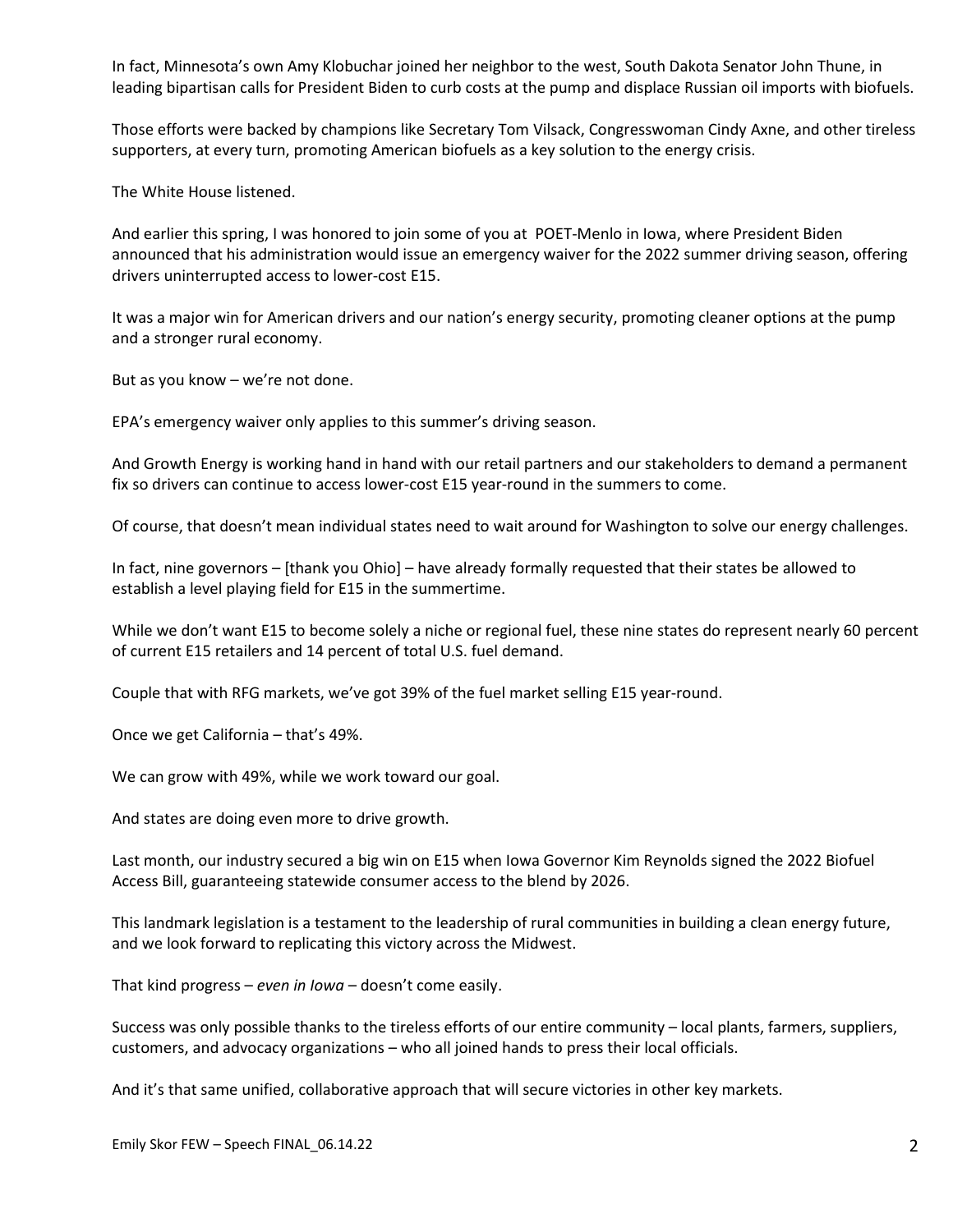In fact, Minnesota's own Amy Klobuchar joined her neighbor to the west, South Dakota Senator John Thune, in leading bipartisan calls for President Biden to curb costs at the pump and displace Russian oil imports with biofuels.

Those efforts were backed by champions like Secretary Tom Vilsack, Congresswoman Cindy Axne, and other tireless supporters, at every turn, promoting American biofuels as a key solution to the energy crisis.

The White House listened.

And earlier this spring, I was honored to join some of you at POET-Menlo in Iowa, where President Biden announced that his administration would issue an emergency waiver for the 2022 summer driving season, offering drivers uninterrupted access to lower-cost E15.

It was a major win for American drivers and our nation's energy security, promoting cleaner options at the pump and a stronger rural economy.

But as you know – we're not done.

EPA's emergency waiver only applies to this summer's driving season.

And Growth Energy is working hand in hand with our retail partners and our stakeholders to demand a permanent fix so drivers can continue to access lower-cost E15 year-round in the summers to come.

Of course, that doesn't mean individual states need to wait around for Washington to solve our energy challenges.

In fact, nine governors – [thank you Ohio] – have already formally requested that their states be allowed to establish a level playing field for E15 in the summertime.

While we don't want E15 to become solely a niche or regional fuel, these nine states do represent nearly 60 percent of current E15 retailers and 14 percent of total U.S. fuel demand.

Couple that with RFG markets, we've got 39% of the fuel market selling E15 year-round.

Once we get California – that's 49%.

We can grow with 49%, while we work toward our goal.

And states are doing even more to drive growth.

Last month, our industry secured a big win on E15 when Iowa Governor Kim Reynolds signed the 2022 Biofuel Access Bill, guaranteeing statewide consumer access to the blend by 2026.

This landmark legislation is a testament to the leadership of rural communities in building a clean energy future, and we look forward to replicating this victory across the Midwest.

That kind progress – *even in Iowa* – doesn't come easily.

Success was only possible thanks to the tireless efforts of our entire community – local plants, farmers, suppliers, customers, and advocacy organizations – who all joined hands to press their local officials.

And it's that same unified, collaborative approach that will secure victories in other key markets.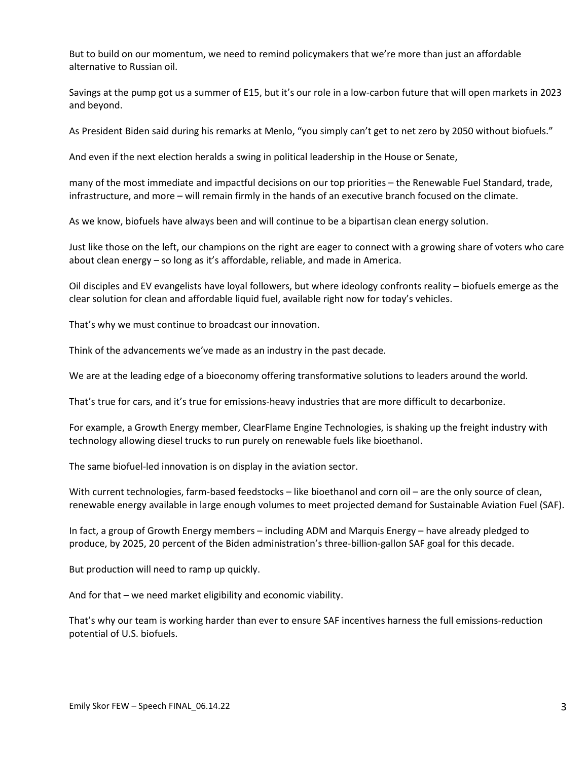But to build on our momentum, we need to remind policymakers that we're more than just an affordable alternative to Russian oil.

Savings at the pump got us a summer of E15, but it's our role in a low-carbon future that will open markets in 2023 and beyond.

As President Biden said during his remarks at Menlo, "you simply can't get to net zero by 2050 without biofuels."

And even if the next election heralds a swing in political leadership in the House or Senate,

many of the most immediate and impactful decisions on our top priorities – the Renewable Fuel Standard, trade, infrastructure, and more – will remain firmly in the hands of an executive branch focused on the climate.

As we know, biofuels have always been and will continue to be a bipartisan clean energy solution.

Just like those on the left, our champions on the right are eager to connect with a growing share of voters who care about clean energy – so long as it's affordable, reliable, and made in America.

Oil disciples and EV evangelists have loyal followers, but where ideology confronts reality – biofuels emerge as the clear solution for clean and affordable liquid fuel, available right now for today's vehicles.

That's why we must continue to broadcast our innovation.

Think of the advancements we've made as an industry in the past decade.

We are at the leading edge of a bioeconomy offering transformative solutions to leaders around the world.

That's true for cars, and it's true for emissions-heavy industries that are more difficult to decarbonize.

For example, a Growth Energy member, ClearFlame Engine Technologies, is shaking up the freight industry with technology allowing diesel trucks to run purely on renewable fuels like bioethanol.

The same biofuel-led innovation is on display in the aviation sector.

With current technologies, farm-based feedstocks – like bioethanol and corn oil – are the only source of clean, renewable energy available in large enough volumes to meet projected demand for Sustainable Aviation Fuel (SAF).

In fact, a group of Growth Energy members – including ADM and Marquis Energy – have already pledged to produce, by 2025, 20 percent of the Biden administration's three-billion-gallon SAF goal for this decade.

But production will need to ramp up quickly.

And for that – we need market eligibility and economic viability.

That's why our team is working harder than ever to ensure SAF incentives harness the full emissions-reduction potential of U.S. biofuels.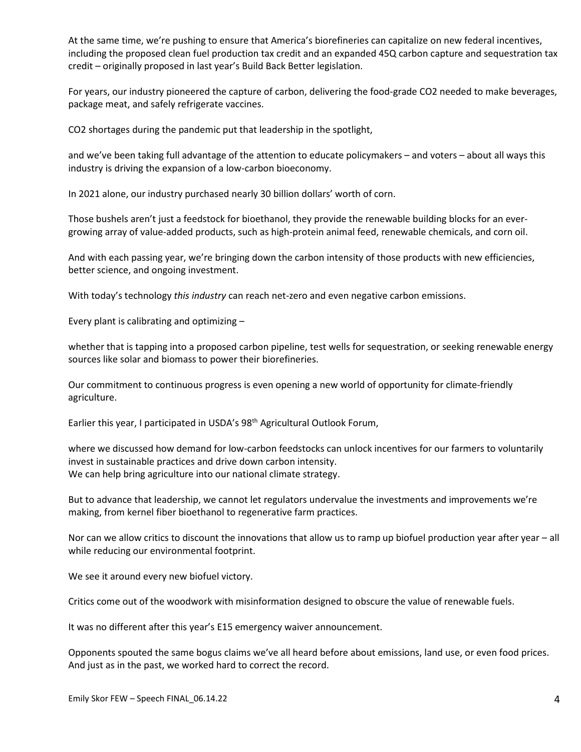At the same time, we're pushing to ensure that America's biorefineries can capitalize on new federal incentives, including the proposed clean fuel production tax credit and an expanded 45Q carbon capture and sequestration tax credit – originally proposed in last year's Build Back Better legislation.

For years, our industry pioneered the capture of carbon, delivering the food-grade $CO_2$ needed to make beverages, package meat, and safely refrigerate vaccines.

$CO_2$ shortages during the pandemic put that leadership in the spotlight,

and we've been taking full advantage of the attention to educate policymakers – and voters – about all ways this industry is driving the expansion of a low-carbon bioeconomy.

In 2021 alone, our industry purchased nearly 30 billion dollars' worth of corn.

Those bushels aren't just a feedstock for bioethanol, they provide the renewable building blocks for an ever-growing array of value-added products, such as high-protein animal feed, renewable chemicals, and corn oil.

And with each passing year, we're bringing down the carbon intensity of those products with new efficiencies, better science, and ongoing investment.

With today's technology *this industry* can reach net-zero and even negative carbon emissions.

Every plant is calibrating and optimizing –

whether that is tapping into a proposed carbon pipeline, test wells for sequestration, or seeking renewable energy sources like solar and biomass to power their biorefineries.

Our commitment to continuous progress is even opening a new world of opportunity for climate-friendly agriculture.

Earlier this year, I participated in USDA's 98th Agricultural Outlook Forum,

where we discussed how demand for low-carbon feedstocks can unlock incentives for our farmers to voluntarily invest in sustainable practices and drive down carbon intensity.
We can help bring agriculture into our national climate strategy.

But to advance that leadership, we cannot let regulators undervalue the investments and improvements we're making, from kernel fiber bioethanol to regenerative farm practices.

Nor can we allow critics to discount the innovations that allow us to ramp up biofuel production year after year – all while reducing our environmental footprint.

We see it around every new biofuel victory.

Critics come out of the woodwork with misinformation designed to obscure the value of renewable fuels.

It was no different after this year's E15 emergency waiver announcement.

Opponents spouted the same bogus claims we've all heard before about emissions, land use, or even food prices.
And just as in the past, we worked hard to correct the record.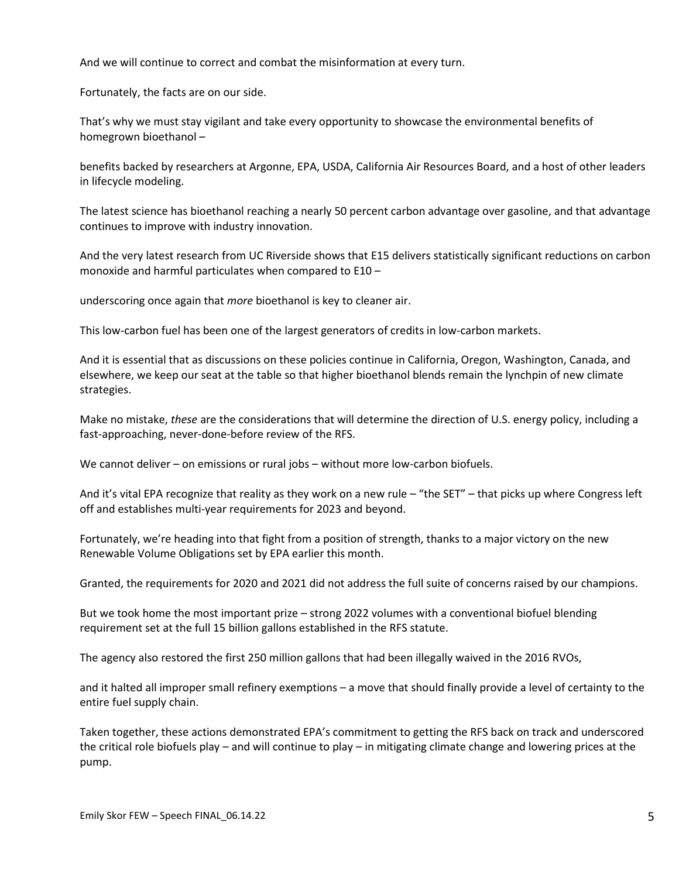And we will continue to correct and combat the misinformation at every turn.

Fortunately, the facts are on our side.

That's why we must stay vigilant and take every opportunity to showcase the environmental benefits of homegrown bioethanol –

benefits backed by researchers at Argonne, EPA, USDA, California Air Resources Board, and a host of other leaders in lifecycle modeling.

The latest science has bioethanol reaching a nearly 50 percent carbon advantage over gasoline, and that advantage continues to improve with industry innovation.

And the very latest research from UC Riverside shows that E15 delivers statistically significant reductions on carbon monoxide and harmful particulates when compared to E10 –

underscoring once again that *more* bioethanol is key to cleaner air.

This low-carbon fuel has been one of the largest generators of credits in low-carbon markets.

And it is essential that as discussions on these policies continue in California, Oregon, Washington, Canada, and elsewhere, we keep our seat at the table so that higher bioethanol blends remain the lynchpin of new climate strategies.

Make no mistake, *these* are the considerations that will determine the direction of U.S. energy policy, including a fast-approaching, never-done-before review of the RFS.

We cannot deliver – on emissions or rural jobs – without more low-carbon biofuels.

And it's vital EPA recognize that reality as they work on a new rule – "the SET" – that picks up where Congress left off and establishes multi-year requirements for 2023 and beyond.

Fortunately, we're heading into that fight from a position of strength, thanks to a major victory on the new Renewable Volume Obligations set by EPA earlier this month.

Granted, the requirements for 2020 and 2021 did not address the full suite of concerns raised by our champions.

But we took home the most important prize – strong 2022 volumes with a conventional biofuel blending requirement set at the full 15 billion gallons established in the RFS statute.

The agency also restored the first 250 million gallons that had been illegally waived in the 2016 RVOs,

and it halted all improper small refinery exemptions – a move that should finally provide a level of certainty to the entire fuel supply chain.

Taken together, these actions demonstrated EPA's commitment to getting the RFS back on track and underscored the critical role biofuels play – and will continue to play – in mitigating climate change and lowering prices at the pump.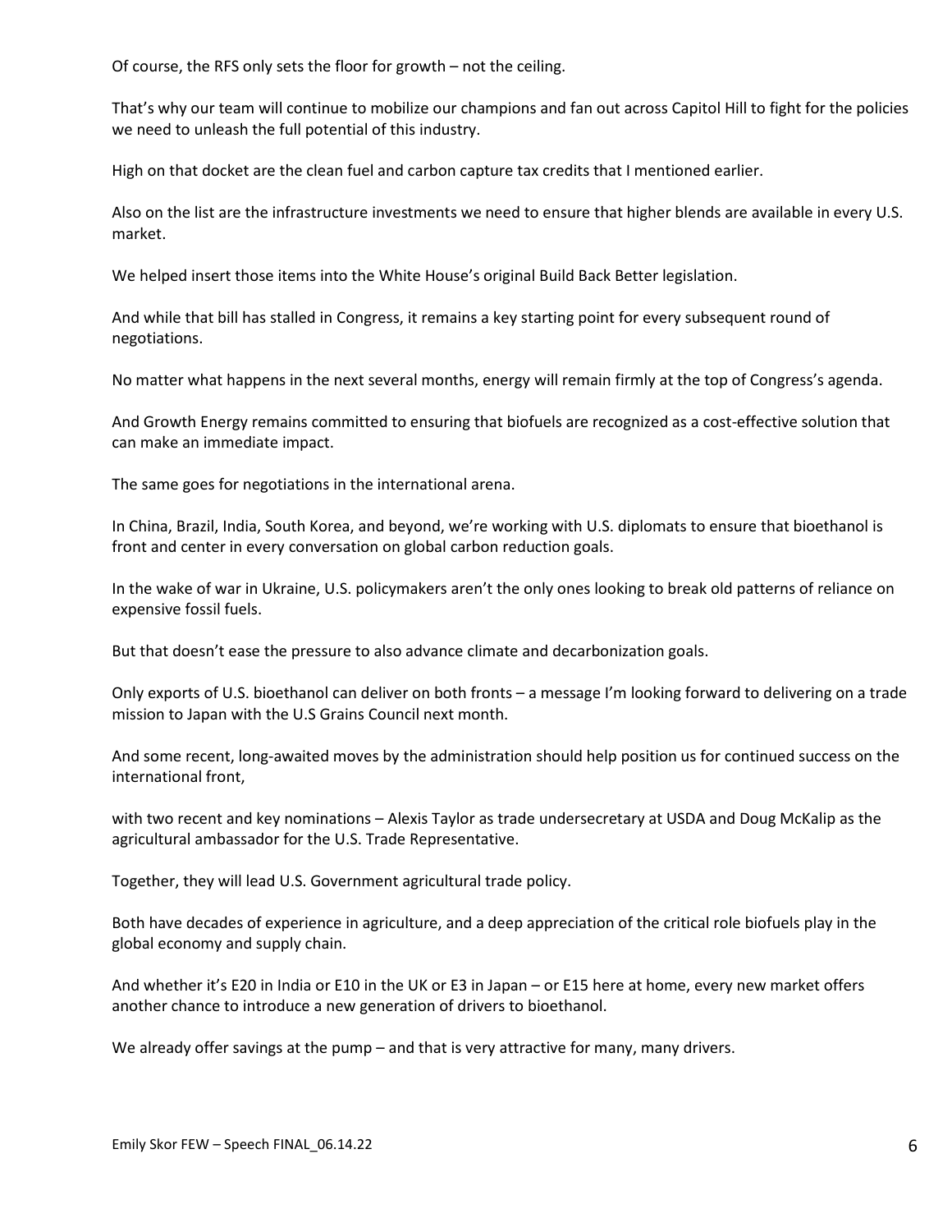Of course, the RFS only sets the floor for growth – not the ceiling.

That's why our team will continue to mobilize our champions and fan out across Capitol Hill to fight for the policies we need to unleash the full potential of this industry.

High on that docket are the clean fuel and carbon capture tax credits that I mentioned earlier.

Also on the list are the infrastructure investments we need to ensure that higher blends are available in every U.S. market.

We helped insert those items into the White House's original Build Back Better legislation.

And while that bill has stalled in Congress, it remains a key starting point for every subsequent round of negotiations.

No matter what happens in the next several months, energy will remain firmly at the top of Congress's agenda.

And Growth Energy remains committed to ensuring that biofuels are recognized as a cost-effective solution that can make an immediate impact.

The same goes for negotiations in the international arena.

In China, Brazil, India, South Korea, and beyond, we're working with U.S. diplomats to ensure that bioethanol is front and center in every conversation on global carbon reduction goals.

In the wake of war in Ukraine, U.S. policymakers aren't the only ones looking to break old patterns of reliance on expensive fossil fuels.

But that doesn't ease the pressure to also advance climate and decarbonization goals.

Only exports of U.S. bioethanol can deliver on both fronts – a message I'm looking forward to delivering on a trade mission to Japan with the U.S Grains Council next month.

And some recent, long-awaited moves by the administration should help position us for continued success on the international front,

with two recent and key nominations – Alexis Taylor as trade undersecretary at USDA and Doug McKalip as the agricultural ambassador for the U.S. Trade Representative.

Together, they will lead U.S. Government agricultural trade policy.

Both have decades of experience in agriculture, and a deep appreciation of the critical role biofuels play in the global economy and supply chain.

And whether it's E20 in India or E10 in the UK or E3 in Japan – or E15 here at home, every new market offers another chance to introduce a new generation of drivers to bioethanol.

We already offer savings at the pump – and that is very attractive for many, many drivers.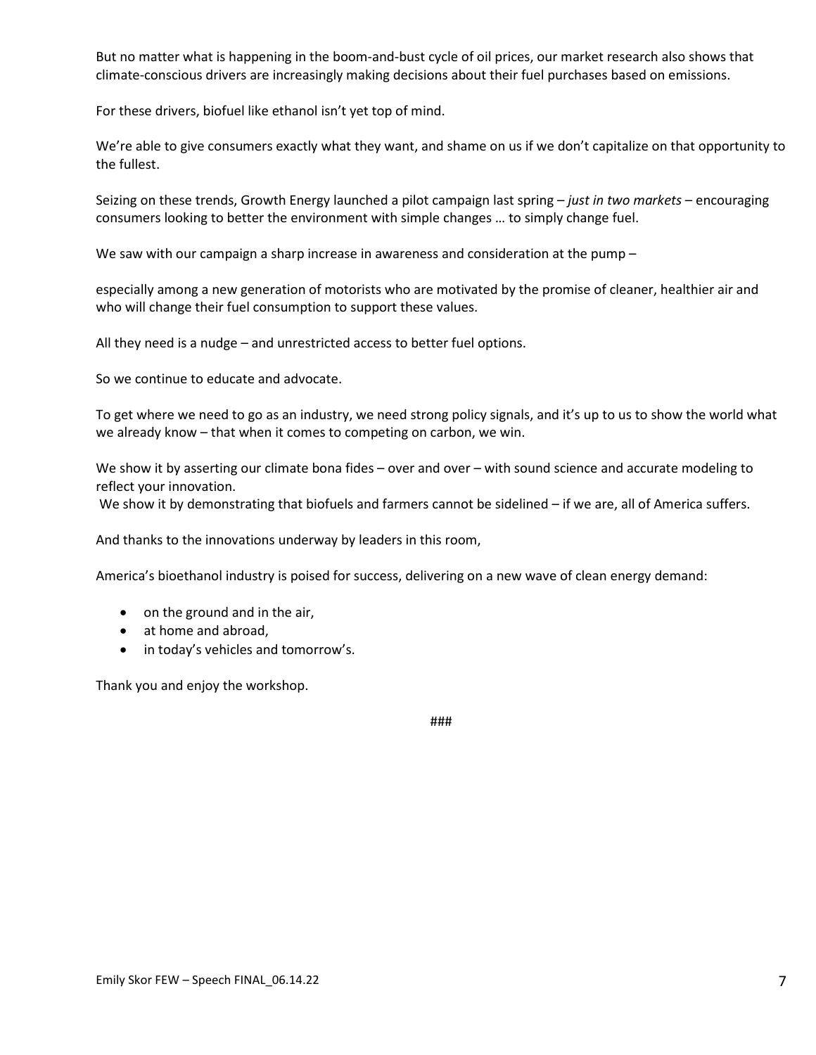But no matter what is happening in the boom-and-bust cycle of oil prices, our market research also shows that climate-conscious drivers are increasingly making decisions about their fuel purchases based on emissions.

For these drivers, biofuel like ethanol isn't yet top of mind.

We're able to give consumers exactly what they want, and shame on us if we don't capitalize on that opportunity to the fullest.

Seizing on these trends, Growth Energy launched a pilot campaign last spring – *just in two markets* – encouraging consumers looking to better the environment with simple changes … to simply change fuel.

We saw with our campaign a sharp increase in awareness and consideration at the pump –

especially among a new generation of motorists who are motivated by the promise of cleaner, healthier air and who will change their fuel consumption to support these values.

All they need is a nudge – and unrestricted access to better fuel options.

So we continue to educate and advocate.

To get where we need to go as an industry, we need strong policy signals, and it's up to us to show the world what we already know – that when it comes to competing on carbon, we win.

We show it by asserting our climate bona fides – over and over – with sound science and accurate modeling to reflect your innovation.

We show it by demonstrating that biofuels and farmers cannot be sidelined – if we are, all of America suffers.

And thanks to the innovations underway by leaders in this room,

America's bioethanol industry is poised for success, delivering on a new wave of clean energy demand:

- on the ground and in the air,
- at home and abroad,
- in today's vehicles and tomorrow's.

Thank you and enjoy the workshop.

###